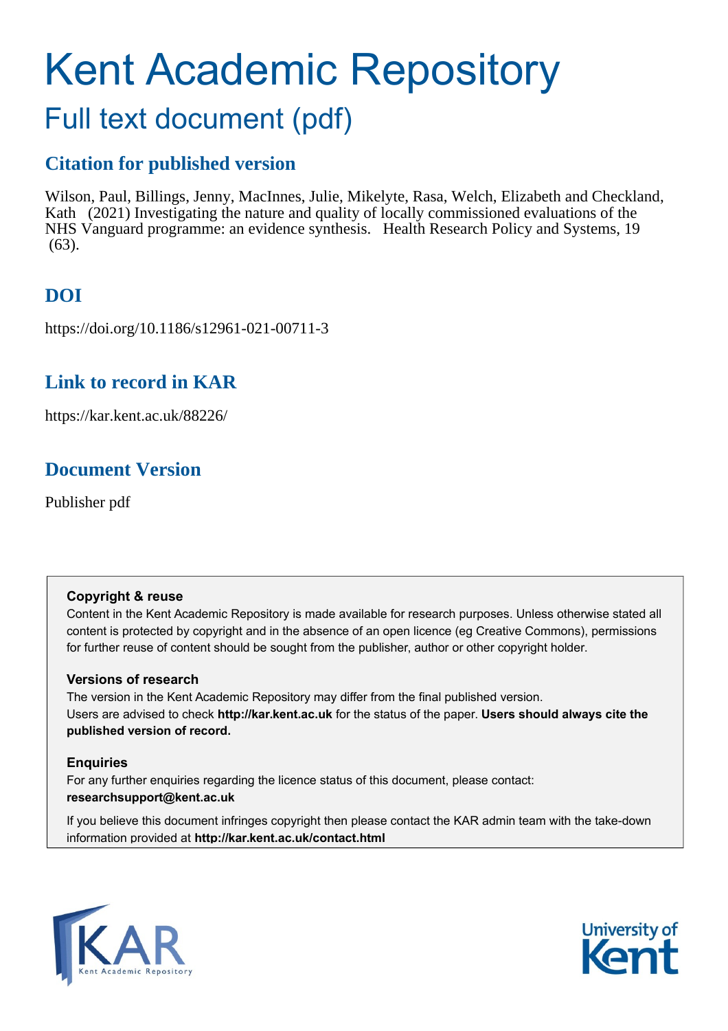# Kent Academic Repository

## Full text document (pdf)

## Citation for published version

Wilson, Paul, Billings, Jenny, MacInnes, Julie, Mikelyte, Rasa, Welch, Elizabeth and Checkland, Kath (2021) Investigating the nature and quality of locally commissioned evaluations of the NHS Vanguard programme: an evidence synthesis. Health Research Policy and Systems, 19 (63).

## DOI

https://doi.org/10.1186/s12961-021-00711-3

## Link to record in KAR

https://kar.kent.ac.uk/88226/

## Document Version

Publisher pdf

**Copyright & reuse**

Content in the Kent Academic Repository is made available for research purposes. Unless otherwise stated all content is protected by copyright and in the absence of an open licence (eg Creative Commons), permissions for further reuse of content should be sought from the publisher, author or other copyright holder.

**Versions of research**

The version in the Kent Academic Repository may differ from the final published version. Users are advised to check **http://kar.kent.ac.uk** for the status of the paper. **Users should always cite the published version of record.**

**Enquiries**

For any further enquiries regarding the licence status of this document, please contact: **researchsupport@kent.ac.uk**

If you believe this document infringes copyright then please contact the KAR admin team with the take-down information provided at **http://kar.kent.ac.uk/contact.html**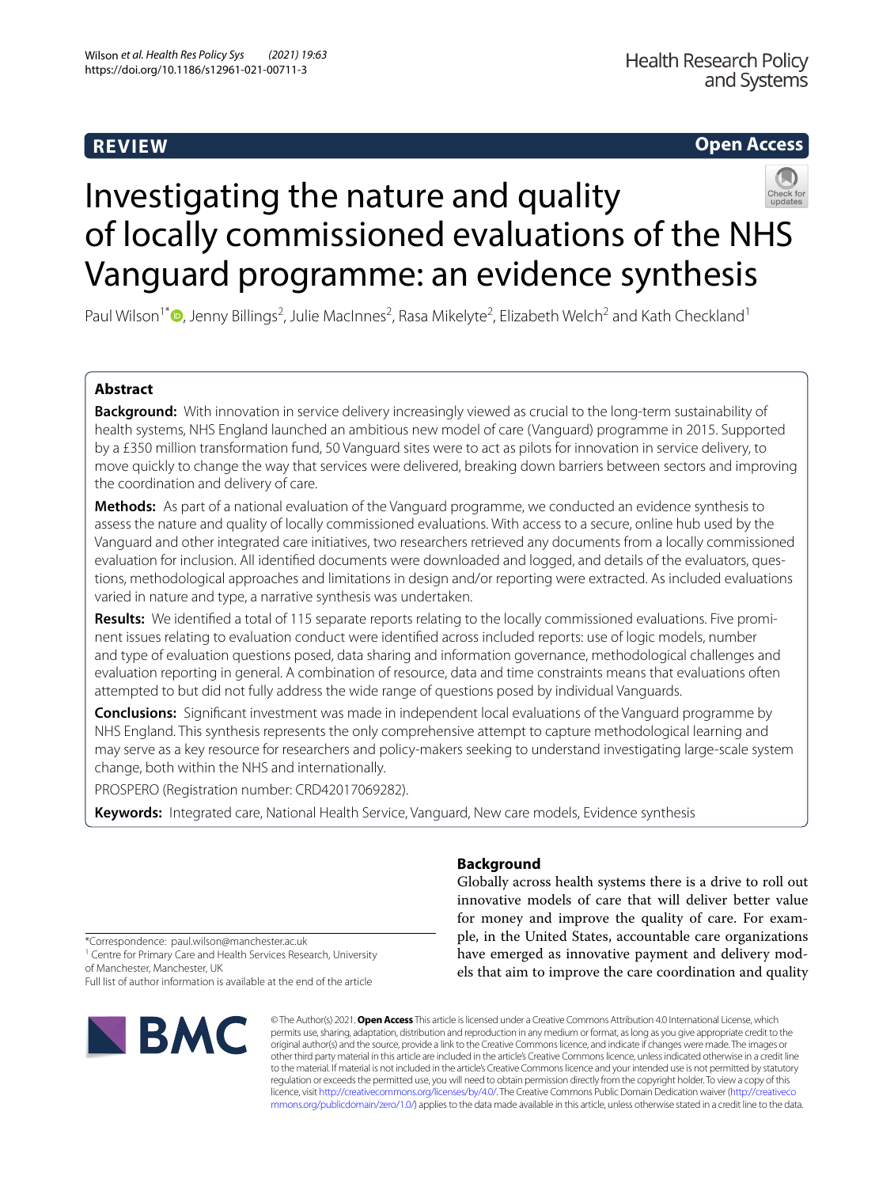# Investigating the nature and quality of locally commissioned evaluations of the NHS Vanguard programme: an evidence synthesis

Paul Wilson[1*], Jenny Billings[2], Julie MacInnes[2], Rasa Mikelyte[2], Elizabeth Welch[2] and Kath Checkland[1]

## Abstract

**Background:** With innovation in service delivery increasingly viewed as crucial to the long-term sustainability of health systems, NHS England launched an ambitious new model of care (Vanguard) programme in 2015. Supported by a £350 million transformation fund, 50 Vanguard sites were to act as pilots for innovation in service delivery, to move quickly to change the way that services were delivered, breaking down barriers between sectors and improving the coordination and delivery of care.

**Methods:** As part of a national evaluation of the Vanguard programme, we conducted an evidence synthesis to assess the nature and quality of locally commissioned evaluations. With access to a secure, online hub used by the Vanguard and other integrated care initiatives, two researchers retrieved any documents from a locally commissioned evaluation for inclusion. All identified documents were downloaded and logged, and details of the evaluators, questions, methodological approaches and limitations in design and/or reporting were extracted. As included evaluations varied in nature and type, a narrative synthesis was undertaken.

**Results:** We identified a total of 115 separate reports relating to the locally commissioned evaluations. Five prominent issues relating to evaluation conduct were identified across included reports: use of logic models, number and type of evaluation questions posed, data sharing and information governance, methodological challenges and evaluation reporting in general. A combination of resource, data and time constraints means that evaluations often attempted to but did not fully address the wide range of questions posed by individual Vanguards.

**Conclusions:** Significant investment was made in independent local evaluations of the Vanguard programme by NHS England. This synthesis represents the only comprehensive attempt to capture methodological learning and may serve as a key resource for researchers and policy-makers seeking to understand investigating large-scale system change, both within the NHS and internationally.

PROSPERO (Registration number: CRD42017069282).

**Keywords:** Integrated care, National Health Service, Vanguard, New care models, Evidence synthesis

## Background

Globally across health systems there is a drive to roll out innovative models of care that will deliver better value for money and improve the quality of care. For example, in the United States, accountable care organizations have emerged as innovative payment and delivery models that aim to improve the care coordination and quality

*Correspondence: paul.wilson@manchester.ac.uk
[1] Centre for Primary Care and Health Services Research, University of Manchester, Manchester, UK
Full list of author information is available at the end of the article

© The Author(s) 2021. **Open Access** This article is licensed under a Creative Commons Attribution 4.0 International License, which permits use, sharing, adaptation, distribution and reproduction in any medium or format, as long as you give appropriate credit to the original author(s) and the source, provide a link to the Creative Commons licence, and indicate if changes were made. The images or other third party material in this article are included in the article's Creative Commons licence, unless indicated otherwise in a credit line to the material. If material is not included in the article's Creative Commons licence and your intended use is not permitted by statutory regulation or exceeds the permitted use, you will need to obtain permission directly from the copyright holder. To view a copy of this licence, visit http://creativecommons.org/licenses/by/4.0/. The Creative Commons Public Domain Dedication waiver (http://creativecommons.org/publicdomain/zero/1.0/) applies to the data made available in this article, unless otherwise stated in a credit line to the data.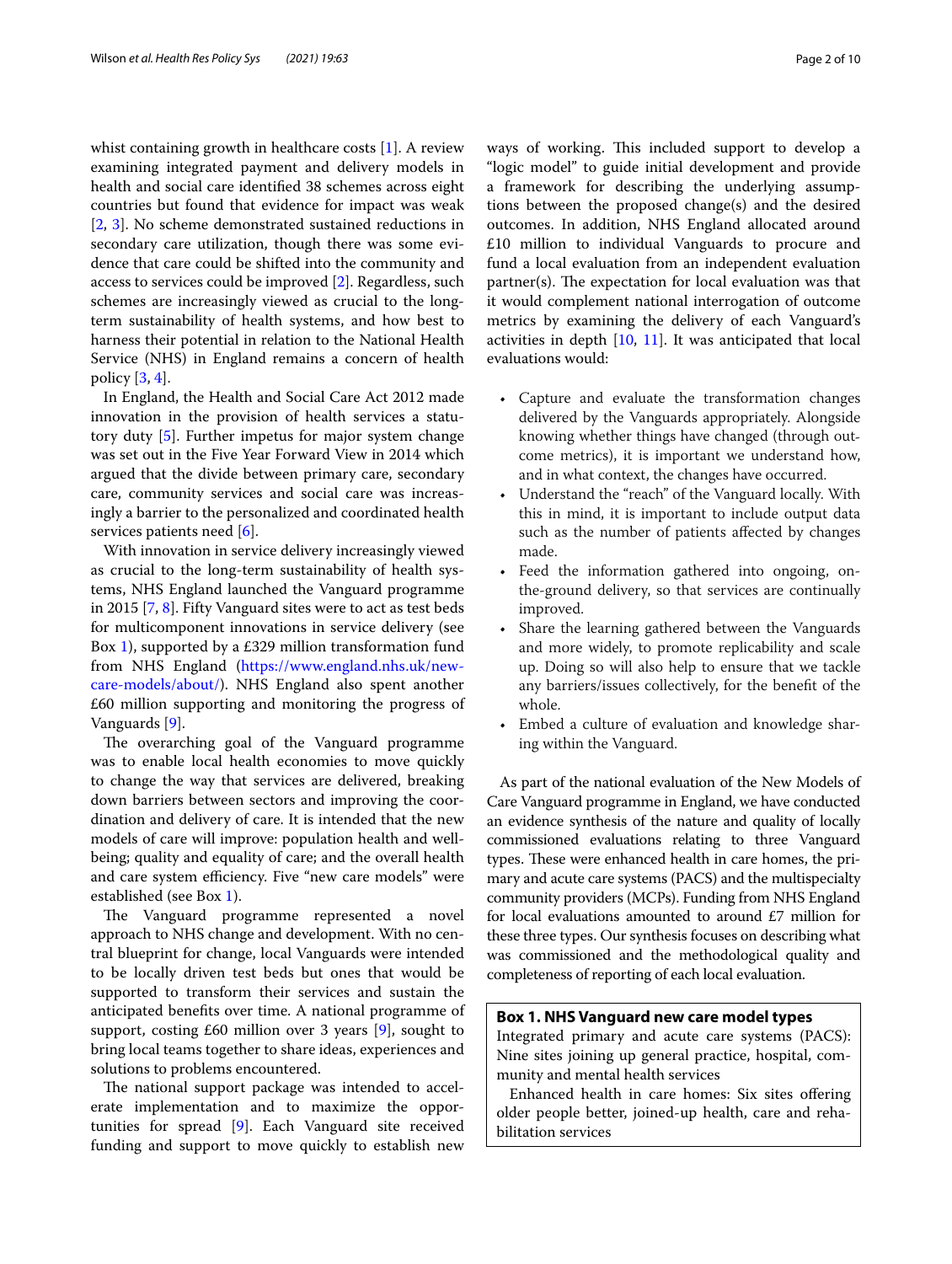whilst containing growth in healthcare costs [1]. A review examining integrated payment and delivery models in health and social care identified 38 schemes across eight countries but found that evidence for impact was weak [2, 3]. No scheme demonstrated sustained reductions in secondary care utilization, though there was some evidence that care could be shifted into the community and access to services could be improved [2]. Regardless, such schemes are increasingly viewed as crucial to the long-term sustainability of health systems, and how best to harness their potential in relation to the National Health Service (NHS) in England remains a concern of health policy [3, 4].

In England, the Health and Social Care Act 2012 made innovation in the provision of health services a statutory duty [5]. Further impetus for major system change was set out in the Five Year Forward View in 2014 which argued that the divide between primary care, secondary care, community services and social care was increasingly a barrier to the personalized and coordinated health services patients need [6].

With innovation in service delivery increasingly viewed as crucial to the long-term sustainability of health systems, NHS England launched the Vanguard programme in 2015 [7, 8]. Fifty Vanguard sites were to act as test beds for multicomponent innovations in service delivery (see Box 1), supported by a £329 million transformation fund from NHS England (https://www.england.nhs.uk/new-care-models/about/). NHS England also spent another £60 million supporting and monitoring the progress of Vanguards [9].

The overarching goal of the Vanguard programme was to enable local health economies to move quickly to change the way that services are delivered, breaking down barriers between sectors and improving the coordination and delivery of care. It is intended that the new models of care will improve: population health and wellbeing; quality and equality of care; and the overall health and care system efficiency. Five "new care models" were established (see Box 1).

The Vanguard programme represented a novel approach to NHS change and development. With no central blueprint for change, local Vanguards were intended to be locally driven test beds but ones that would be supported to transform their services and sustain the anticipated benefits over time. A national programme of support, costing £60 million over 3 years [9], sought to bring local teams together to share ideas, experiences and solutions to problems encountered.

The national support package was intended to accelerate implementation and to maximize the opportunities for spread [9]. Each Vanguard site received funding and support to move quickly to establish new ways of working. This included support to develop a "logic model" to guide initial development and provide a framework for describing the underlying assumptions between the proposed change(s) and the desired outcomes. In addition, NHS England allocated around £10 million to individual Vanguards to procure and fund a local evaluation from an independent evaluation partner(s). The expectation for local evaluation was that it would complement national interrogation of outcome metrics by examining the delivery of each Vanguard's activities in depth [10, 11]. It was anticipated that local evaluations would:

- Capture and evaluate the transformation changes delivered by the Vanguards appropriately. Alongside knowing whether things have changed (through outcome metrics), it is important we understand how, and in what context, the changes have occurred.
- Understand the "reach" of the Vanguard locally. With this in mind, it is important to include output data such as the number of patients affected by changes made.
- Feed the information gathered into ongoing, on-the-ground delivery, so that services are continually improved.
- Share the learning gathered between the Vanguards and more widely, to promote replicability and scale up. Doing so will also help to ensure that we tackle any barriers/issues collectively, for the benefit of the whole.
- Embed a culture of evaluation and knowledge sharing within the Vanguard.

As part of the national evaluation of the New Models of Care Vanguard programme in England, we have conducted an evidence synthesis of the nature and quality of locally commissioned evaluations relating to three Vanguard types. These were enhanced health in care homes, the primary and acute care systems (PACS) and the multispecialty community providers (MCPs). Funding from NHS England for local evaluations amounted to around £7 million for these three types. Our synthesis focuses on describing what was commissioned and the methodological quality and completeness of reporting of each local evaluation.

**Box 1. NHS Vanguard new care model types**

Integrated primary and acute care systems (PACS): Nine sites joining up general practice, hospital, community and mental health services

Enhanced health in care homes: Six sites offering older people better, joined-up health, care and rehabilitation services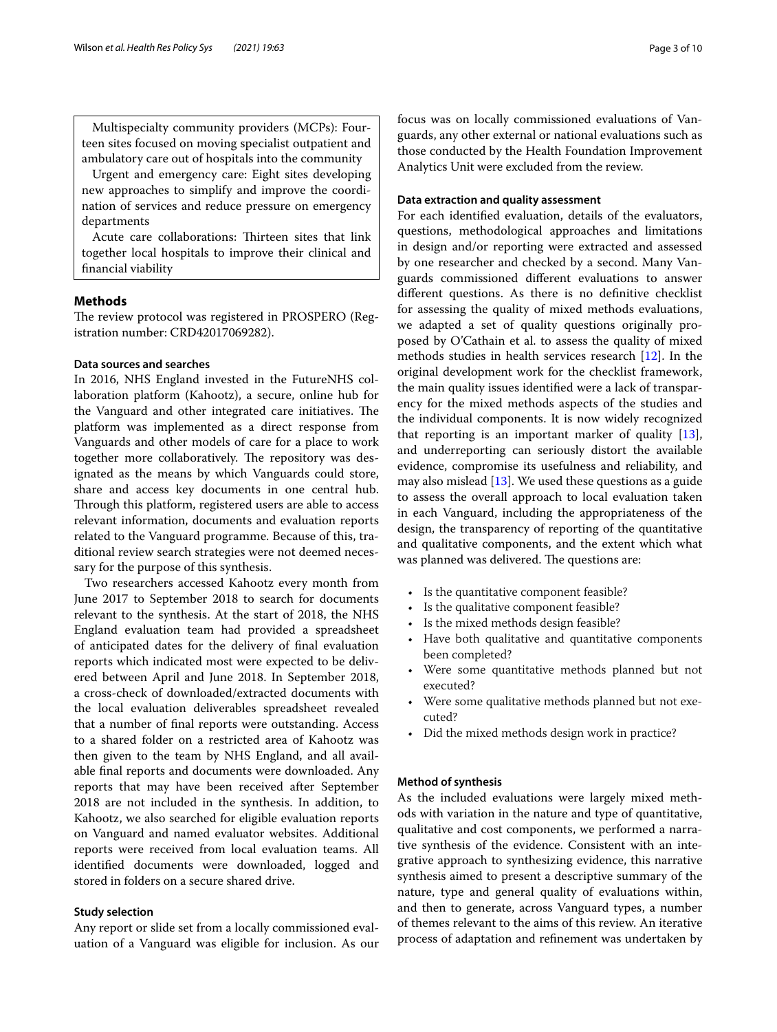Multispecialty community providers (MCPs): Fourteen sites focused on moving specialist outpatient and ambulatory care out of hospitals into the community

Urgent and emergency care: Eight sites developing new approaches to simplify and improve the coordination of services and reduce pressure on emergency departments

Acute care collaborations: Thirteen sites that link together local hospitals to improve their clinical and financial viability

## Methods

The review protocol was registered in PROSPERO (Registration number: CRD42017069282).

### Data sources and searches

In 2016, NHS England invested in the FutureNHS collaboration platform (Kahootz), a secure, online hub for the Vanguard and other integrated care initiatives. The platform was implemented as a direct response from Vanguards and other models of care for a place to work together more collaboratively. The repository was designated as the means by which Vanguards could store, share and access key documents in one central hub. Through this platform, registered users are able to access relevant information, documents and evaluation reports related to the Vanguard programme. Because of this, traditional review search strategies were not deemed necessary for the purpose of this synthesis.

Two researchers accessed Kahootz every month from June 2017 to September 2018 to search for documents relevant to the synthesis. At the start of 2018, the NHS England evaluation team had provided a spreadsheet of anticipated dates for the delivery of final evaluation reports which indicated most were expected to be delivered between April and June 2018. In September 2018, a cross-check of downloaded/extracted documents with the local evaluation deliverables spreadsheet revealed that a number of final reports were outstanding. Access to a shared folder on a restricted area of Kahootz was then given to the team by NHS England, and all available final reports and documents were downloaded. Any reports that may have been received after September 2018 are not included in the synthesis. In addition, to Kahootz, we also searched for eligible evaluation reports on Vanguard and named evaluator websites. Additional reports were received from local evaluation teams. All identified documents were downloaded, logged and stored in folders on a secure shared drive.

### Study selection

Any report or slide set from a locally commissioned evaluation of a Vanguard was eligible for inclusion. As our focus was on locally commissioned evaluations of Vanguards, any other external or national evaluations such as those conducted by the Health Foundation Improvement Analytics Unit were excluded from the review.

### Data extraction and quality assessment

For each identified evaluation, details of the evaluators, questions, methodological approaches and limitations in design and/or reporting were extracted and assessed by one researcher and checked by a second. Many Vanguards commissioned different evaluations to answer different questions. As there is no definitive checklist for assessing the quality of mixed methods evaluations, we adapted a set of quality questions originally proposed by O'Cathain et al. to assess the quality of mixed methods studies in health services research [12]. In the original development work for the checklist framework, the main quality issues identified were a lack of transparency for the mixed methods aspects of the studies and the individual components. It is now widely recognized that reporting is an important marker of quality [13], and underreporting can seriously distort the available evidence, compromise its usefulness and reliability, and may also mislead [13]. We used these questions as a guide to assess the overall approach to local evaluation taken in each Vanguard, including the appropriateness of the design, the transparency of reporting of the quantitative and qualitative components, and the extent which what was planned was delivered. The questions are:

- Is the quantitative component feasible?
- Is the qualitative component feasible?
- Is the mixed methods design feasible?
- Have both qualitative and quantitative components been completed?
- Were some quantitative methods planned but not executed?
- Were some qualitative methods planned but not executed?
- Did the mixed methods design work in practice?

### Method of synthesis

As the included evaluations were largely mixed methods with variation in the nature and type of quantitative, qualitative and cost components, we performed a narrative synthesis of the evidence. Consistent with an integrative approach to synthesizing evidence, this narrative synthesis aimed to present a descriptive summary of the nature, type and general quality of evaluations within, and then to generate, across Vanguard types, a number of themes relevant to the aims of this review. An iterative process of adaptation and refinement was undertaken by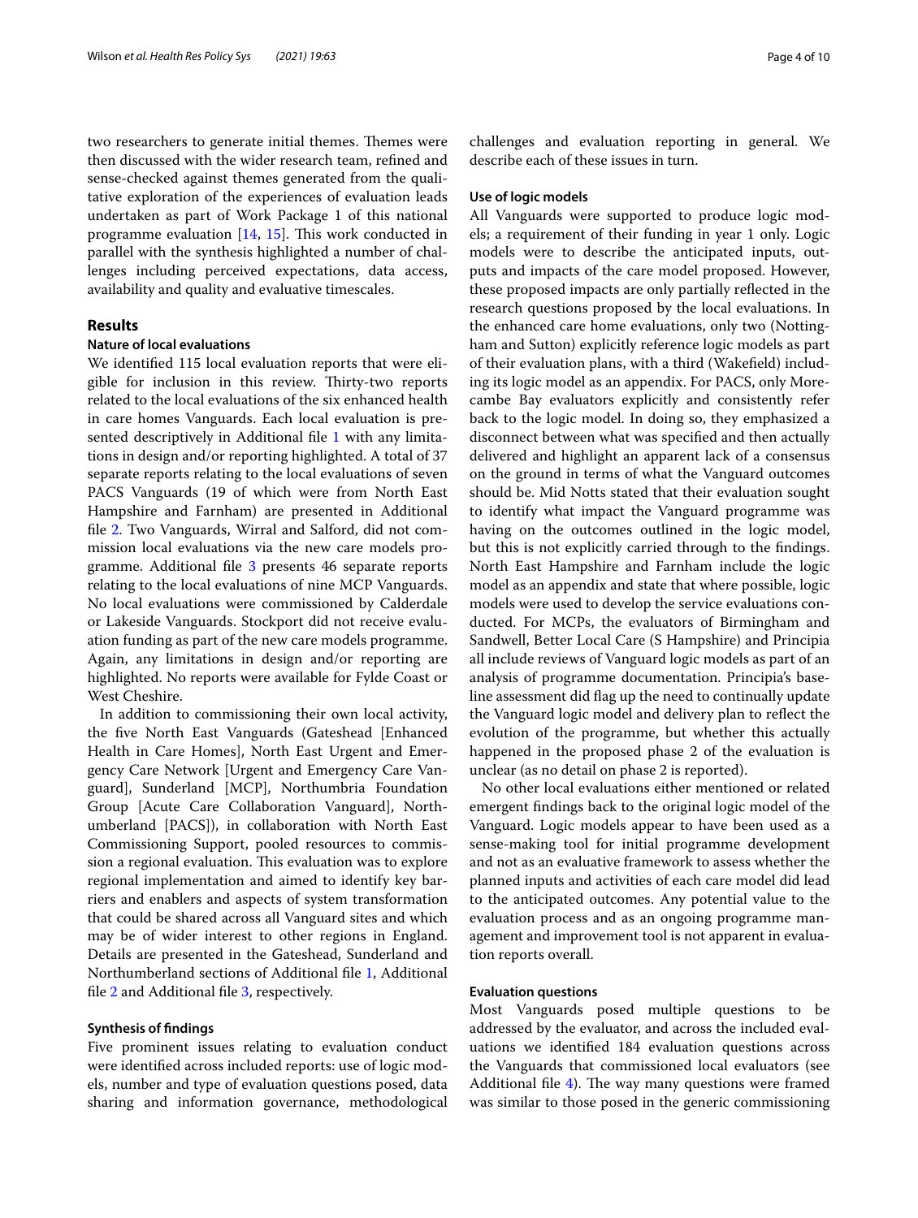two researchers to generate initial themes. Themes were then discussed with the wider research team, refined and sense-checked against themes generated from the qualitative exploration of the experiences of evaluation leads undertaken as part of Work Package 1 of this national programme evaluation [14, 15]. This work conducted in parallel with the synthesis highlighted a number of challenges including perceived expectations, data access, availability and quality and evaluative timescales.

## Results

### Nature of local evaluations

We identified 115 local evaluation reports that were eligible for inclusion in this review. Thirty-two reports related to the local evaluations of the six enhanced health in care homes Vanguards. Each local evaluation is presented descriptively in Additional file 1 with any limitations in design and/or reporting highlighted. A total of 37 separate reports relating to the local evaluations of seven PACS Vanguards (19 of which were from North East Hampshire and Farnham) are presented in Additional file 2. Two Vanguards, Wirral and Salford, did not commission local evaluations via the new care models programme. Additional file 3 presents 46 separate reports relating to the local evaluations of nine MCP Vanguards. No local evaluations were commissioned by Calderdale or Lakeside Vanguards. Stockport did not receive evaluation funding as part of the new care models programme. Again, any limitations in design and/or reporting are highlighted. No reports were available for Fylde Coast or West Cheshire.

In addition to commissioning their own local activity, the five North East Vanguards (Gateshead [Enhanced Health in Care Homes], North East Urgent and Emergency Care Network [Urgent and Emergency Care Vanguard], Sunderland [MCP], Northumbria Foundation Group [Acute Care Collaboration Vanguard], Northumberland [PACS]), in collaboration with North East Commissioning Support, pooled resources to commission a regional evaluation. This evaluation was to explore regional implementation and aimed to identify key barriers and enablers and aspects of system transformation that could be shared across all Vanguard sites and which may be of wider interest to other regions in England. Details are presented in the Gateshead, Sunderland and Northumberland sections of Additional file 1, Additional file 2 and Additional file 3, respectively.

### Synthesis of findings

Five prominent issues relating to evaluation conduct were identified across included reports: use of logic models, number and type of evaluation questions posed, data sharing and information governance, methodological challenges and evaluation reporting in general. We describe each of these issues in turn.

### Use of logic models

All Vanguards were supported to produce logic models; a requirement of their funding in year 1 only. Logic models were to describe the anticipated inputs, outputs and impacts of the care model proposed. However, these proposed impacts are only partially reflected in the research questions proposed by the local evaluations. In the enhanced care home evaluations, only two (Nottingham and Sutton) explicitly reference logic models as part of their evaluation plans, with a third (Wakefield) including its logic model as an appendix. For PACS, only Morecambe Bay evaluators explicitly and consistently refer back to the logic model. In doing so, they emphasized a disconnect between what was specified and then actually delivered and highlight an apparent lack of a consensus on the ground in terms of what the Vanguard outcomes should be. Mid Notts stated that their evaluation sought to identify what impact the Vanguard programme was having on the outcomes outlined in the logic model, but this is not explicitly carried through to the findings. North East Hampshire and Farnham include the logic model as an appendix and state that where possible, logic models were used to develop the service evaluations conducted. For MCPs, the evaluators of Birmingham and Sandwell, Better Local Care (S Hampshire) and Principia all include reviews of Vanguard logic models as part of an analysis of programme documentation. Principia's baseline assessment did flag up the need to continually update the Vanguard logic model and delivery plan to reflect the evolution of the programme, but whether this actually happened in the proposed phase 2 of the evaluation is unclear (as no detail on phase 2 is reported).

No other local evaluations either mentioned or related emergent findings back to the original logic model of the Vanguard. Logic models appear to have been used as a sense-making tool for initial programme development and not as an evaluative framework to assess whether the planned inputs and activities of each care model did lead to the anticipated outcomes. Any potential value to the evaluation process and as an ongoing programme management and improvement tool is not apparent in evaluation reports overall.

### Evaluation questions

Most Vanguards posed multiple questions to be addressed by the evaluator, and across the included evaluations we identified 184 evaluation questions across the Vanguards that commissioned local evaluators (see Additional file 4). The way many questions were framed was similar to those posed in the generic commissioning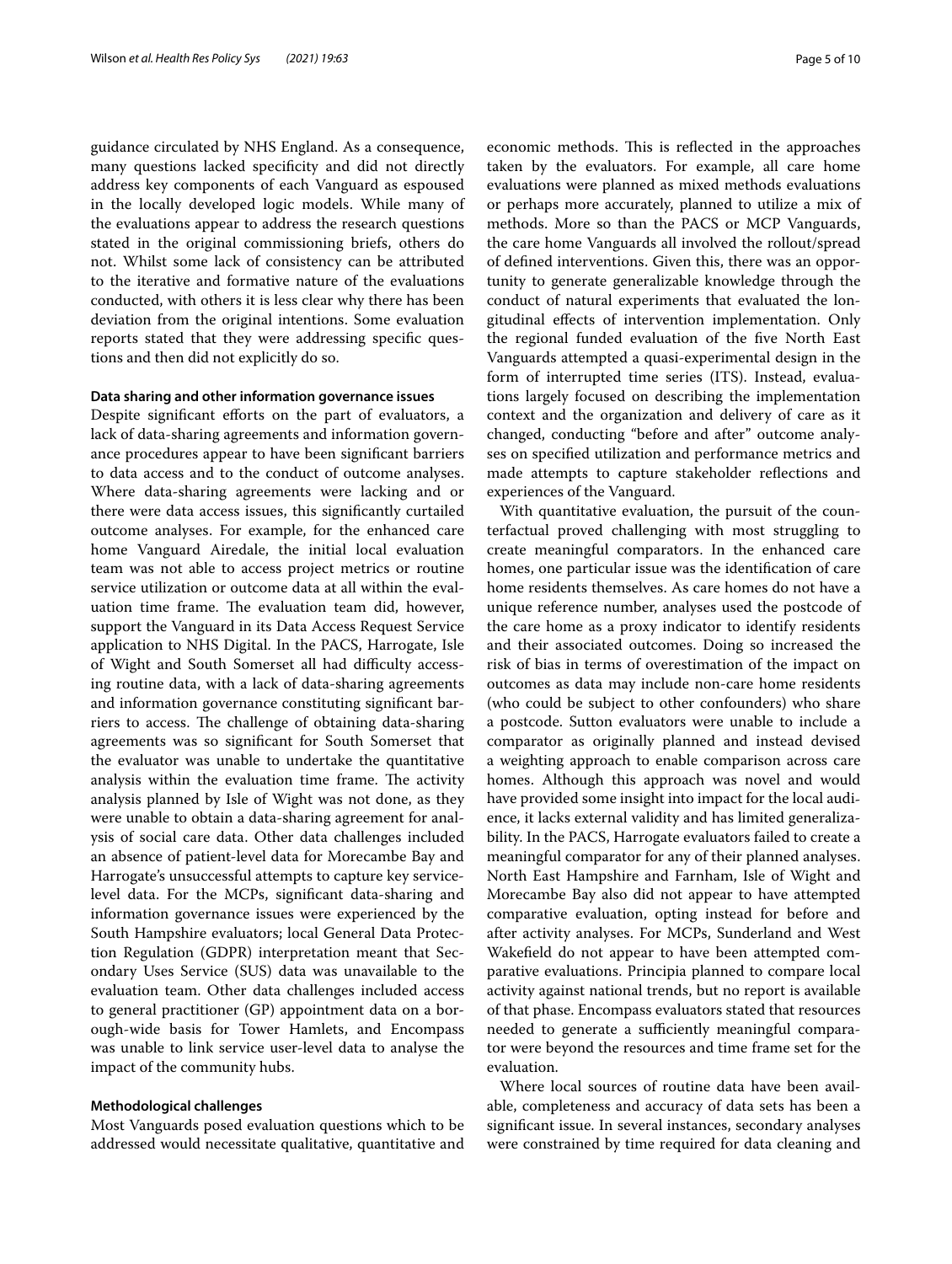guidance circulated by NHS England. As a consequence, many questions lacked specificity and did not directly address key components of each Vanguard as espoused in the locally developed logic models. While many of the evaluations appear to address the research questions stated in the original commissioning briefs, others do not. Whilst some lack of consistency can be attributed to the iterative and formative nature of the evaluations conducted, with others it is less clear why there has been deviation from the original intentions. Some evaluation reports stated that they were addressing specific questions and then did not explicitly do so.

#### Data sharing and other information governance issues

Despite significant efforts on the part of evaluators, a lack of data-sharing agreements and information governance procedures appear to have been significant barriers to data access and to the conduct of outcome analyses. Where data-sharing agreements were lacking and or there were data access issues, this significantly curtailed outcome analyses. For example, for the enhanced care home Vanguard Airedale, the initial local evaluation team was not able to access project metrics or routine service utilization or outcome data at all within the evaluation time frame. The evaluation team did, however, support the Vanguard in its Data Access Request Service application to NHS Digital. In the PACS, Harrogate, Isle of Wight and South Somerset all had difficulty accessing routine data, with a lack of data-sharing agreements and information governance constituting significant barriers to access. The challenge of obtaining data-sharing agreements was so significant for South Somerset that the evaluator was unable to undertake the quantitative analysis within the evaluation time frame. The activity analysis planned by Isle of Wight was not done, as they were unable to obtain a data-sharing agreement for analysis of social care data. Other data challenges included an absence of patient-level data for Morecambe Bay and Harrogate's unsuccessful attempts to capture key service-level data. For the MCPs, significant data-sharing and information governance issues were experienced by the South Hampshire evaluators; local General Data Protection Regulation (GDPR) interpretation meant that Secondary Uses Service (SUS) data was unavailable to the evaluation team. Other data challenges included access to general practitioner (GP) appointment data on a borough-wide basis for Tower Hamlets, and Encompass was unable to link service user-level data to analyse the impact of the community hubs.

#### Methodological challenges

Most Vanguards posed evaluation questions which to be addressed would necessitate qualitative, quantitative and economic methods. This is reflected in the approaches taken by the evaluators. For example, all care home evaluations were planned as mixed methods evaluations or perhaps more accurately, planned to utilize a mix of methods. More so than the PACS or MCP Vanguards, the care home Vanguards all involved the rollout/spread of defined interventions. Given this, there was an opportunity to generate generalizable knowledge through the conduct of natural experiments that evaluated the longitudinal effects of intervention implementation. Only the regional funded evaluation of the five North East Vanguards attempted a quasi-experimental design in the form of interrupted time series (ITS). Instead, evaluations largely focused on describing the implementation context and the organization and delivery of care as it changed, conducting "before and after" outcome analyses on specified utilization and performance metrics and made attempts to capture stakeholder reflections and experiences of the Vanguard.

With quantitative evaluation, the pursuit of the counterfactual proved challenging with most struggling to create meaningful comparators. In the enhanced care homes, one particular issue was the identification of care home residents themselves. As care homes do not have a unique reference number, analyses used the postcode of the care home as a proxy indicator to identify residents and their associated outcomes. Doing so increased the risk of bias in terms of overestimation of the impact on outcomes as data may include non-care home residents (who could be subject to other confounders) who share a postcode. Sutton evaluators were unable to include a comparator as originally planned and instead devised a weighting approach to enable comparison across care homes. Although this approach was novel and would have provided some insight into impact for the local audience, it lacks external validity and has limited generalizability. In the PACS, Harrogate evaluators failed to create a meaningful comparator for any of their planned analyses. North East Hampshire and Farnham, Isle of Wight and Morecambe Bay also did not appear to have attempted comparative evaluation, opting instead for before and after activity analyses. For MCPs, Sunderland and West Wakefield do not appear to have been attempted comparative evaluations. Principia planned to compare local activity against national trends, but no report is available of that phase. Encompass evaluators stated that resources needed to generate a sufficiently meaningful comparator were beyond the resources and time frame set for the evaluation.

Where local sources of routine data have been available, completeness and accuracy of data sets has been a significant issue. In several instances, secondary analyses were constrained by time required for data cleaning and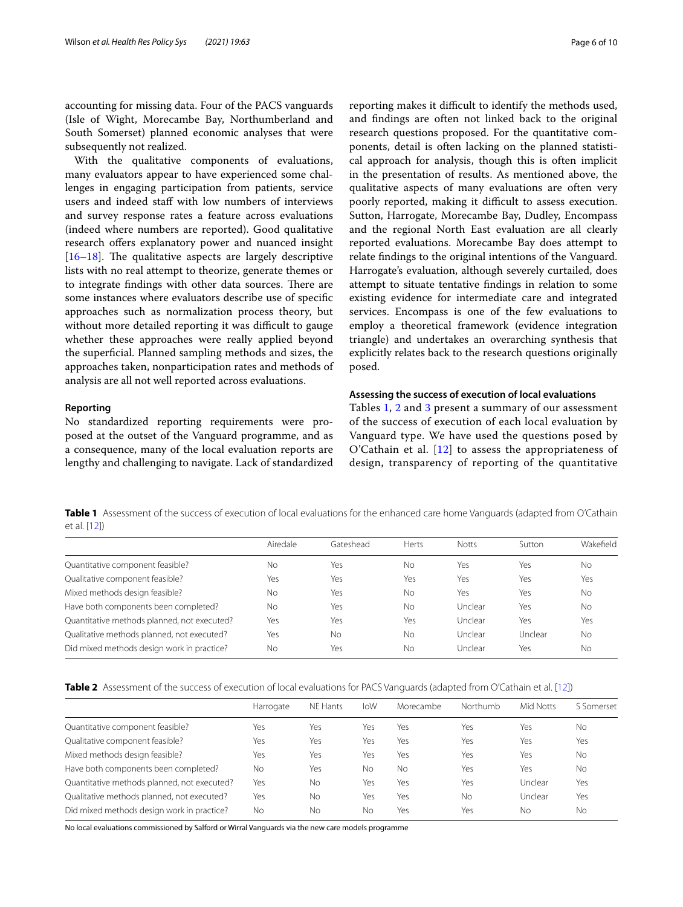accounting for missing data. Four of the PACS vanguards (Isle of Wight, Morecambe Bay, Northumberland and South Somerset) planned economic analyses that were subsequently not realized.

With the qualitative components of evaluations, many evaluators appear to have experienced some challenges in engaging participation from patients, service users and indeed staff with low numbers of interviews and survey response rates a feature across evaluations (indeed where numbers are reported). Good qualitative research offers explanatory power and nuanced insight [16–18]. The qualitative aspects are largely descriptive lists with no real attempt to theorize, generate themes or to integrate findings with other data sources. There are some instances where evaluators describe use of specific approaches such as normalization process theory, but without more detailed reporting it was difficult to gauge whether these approaches were really applied beyond the superficial. Planned sampling methods and sizes, the approaches taken, nonparticipation rates and methods of analysis are all not well reported across evaluations.

### Reporting

No standardized reporting requirements were proposed at the outset of the Vanguard programme, and as a consequence, many of the local evaluation reports are lengthy and challenging to navigate. Lack of standardized reporting makes it difficult to identify the methods used, and findings are often not linked back to the original research questions proposed. For the quantitative components, detail is often lacking on the planned statistical approach for analysis, though this is often implicit in the presentation of results. As mentioned above, the qualitative aspects of many evaluations are often very poorly reported, making it difficult to assess execution. Sutton, Harrogate, Morecambe Bay, Dudley, Encompass and the regional North East evaluation are all clearly reported evaluations. Morecambe Bay does attempt to relate findings to the original intentions of the Vanguard. Harrogate's evaluation, although severely curtailed, does attempt to situate tentative findings in relation to some existing evidence for intermediate care and integrated services. Encompass is one of the few evaluations to employ a theoretical framework (evidence integration triangle) and undertakes an overarching synthesis that explicitly relates back to the research questions originally posed.

### Assessing the success of execution of local evaluations

Tables 1, 2 and 3 present a summary of our assessment of the success of execution of each local evaluation by Vanguard type. We have used the questions posed by O'Cathain et al. [12] to assess the appropriateness of design, transparency of reporting of the quantitative

**Table 1** Assessment of the success of execution of local evaluations for the enhanced care home Vanguards (adapted from O'Cathain et al. [12])

| | Airedale | Gateshead | Herts | Notts | Sutton | Wakefield |
|---|---|---|---|---|---|---|
| Quantitative component feasible? | No | Yes | No | Yes | Yes | No |
| Qualitative component feasible? | Yes | Yes | Yes | Yes | Yes | Yes |
| Mixed methods design feasible? | No | Yes | No | Yes | Yes | No |
| Have both components been completed? | No | Yes | No | Unclear | Yes | No |
| Quantitative methods planned, not executed? | Yes | Yes | Yes | Unclear | Yes | Yes |
| Qualitative methods planned, not executed? | Yes | No | No | Unclear | Unclear | No |
| Did mixed methods design work in practice? | No | Yes | No | Unclear | Yes | No |

**Table 2** Assessment of the success of execution of local evaluations for PACS Vanguards (adapted from O'Cathain et al. [12])

| | Harrogate | NE Hants | IoW | Morecambe | Northumb | Mid Notts | S Somerset |
|---|---|---|---|---|---|---|---|
| Quantitative component feasible? | Yes | Yes | Yes | Yes | Yes | Yes | No |
| Qualitative component feasible? | Yes | Yes | Yes | Yes | Yes | Yes | Yes |
| Mixed methods design feasible? | Yes | Yes | Yes | Yes | Yes | Yes | No |
| Have both components been completed? | No | Yes | No | No | Yes | Yes | No |
| Quantitative methods planned, not executed? | Yes | No | Yes | Yes | Yes | Unclear | Yes |
| Qualitative methods planned, not executed? | Yes | No | Yes | Yes | No | Unclear | Yes |
| Did mixed methods design work in practice? | No | No | No | Yes | Yes | No | No |

No local evaluations commissioned by Salford or Wirral Vanguards via the new care models programme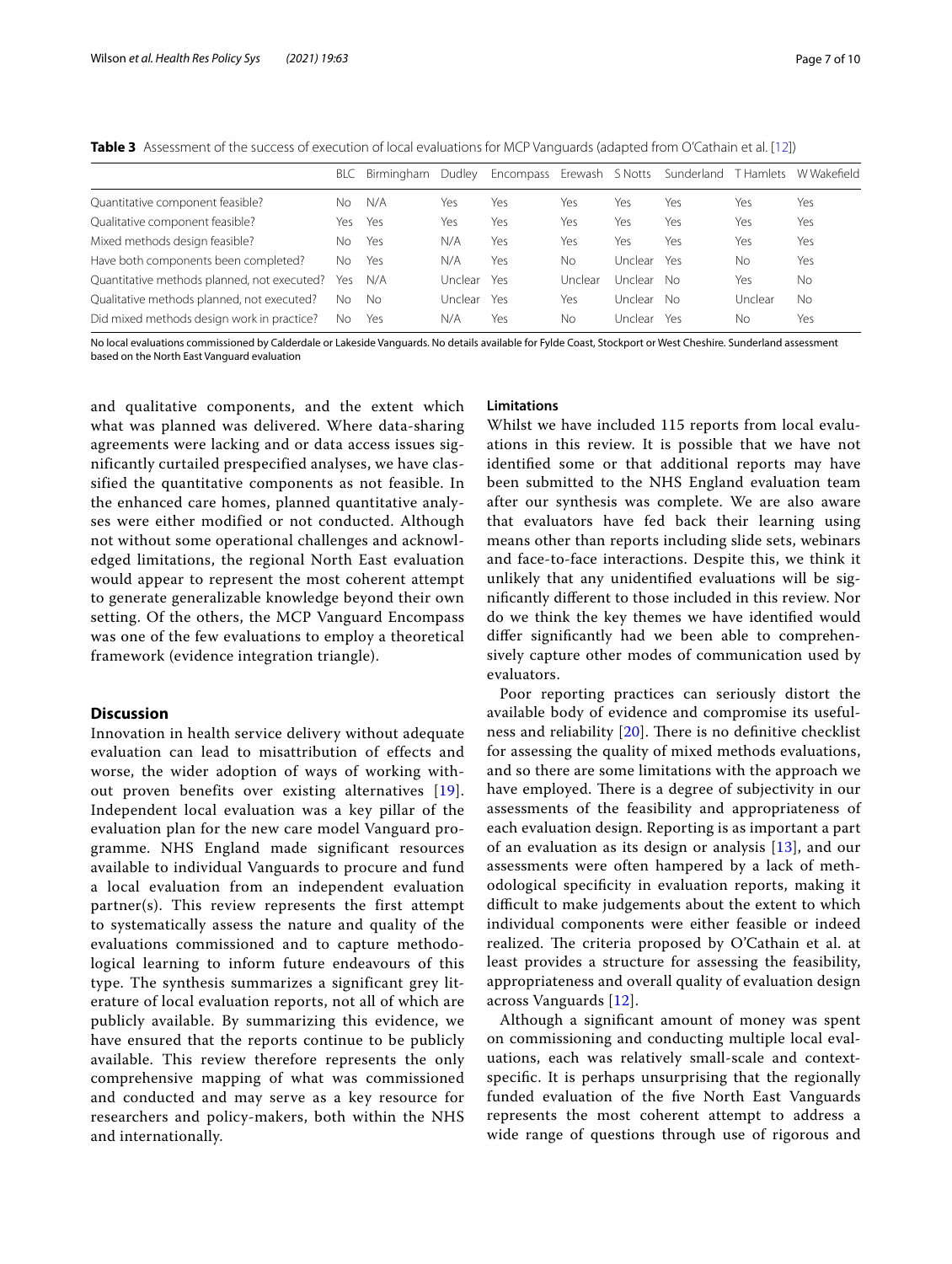**Table 3** Assessment of the success of execution of local evaluations for MCP Vanguards (adapted from O'Cathain et al. [12])

| | BLC | Birmingham | Dudley | Encompass | Erewash | S Notts | Sunderland | T Hamlets | W Wakefield |
|---|---|---|---|---|---|---|---|---|---|
| Quantitative component feasible? | No | N/A | Yes | Yes | Yes | Yes | Yes | Yes | Yes |
| Qualitative component feasible? | Yes | Yes | Yes | Yes | Yes | Yes | Yes | Yes | Yes |
| Mixed methods design feasible? | No | Yes | N/A | Yes | Yes | Yes | Yes | Yes | Yes |
| Have both components been completed? | No | Yes | N/A | Yes | No | Unclear | Yes | No | Yes |
| Quantitative methods planned, not executed? | Yes | N/A | Unclear | Yes | Unclear | Unclear | No | Yes | No |
| Qualitative methods planned, not executed? | No | No | Unclear | Yes | Yes | Unclear | No | Unclear | No |
| Did mixed methods design work in practice? | No | Yes | N/A | Yes | No | Unclear | Yes | No | Yes |

No local evaluations commissioned by Calderdale or Lakeside Vanguards. No details available for Fylde Coast, Stockport or West Cheshire. Sunderland assessment based on the North East Vanguard evaluation

and qualitative components, and the extent which what was planned was delivered. Where data-sharing agreements were lacking and or data access issues significantly curtailed prespecified analyses, we have classified the quantitative components as not feasible. In the enhanced care homes, planned quantitative analyses were either modified or not conducted. Although not without some operational challenges and acknowledged limitations, the regional North East evaluation would appear to represent the most coherent attempt to generate generalizable knowledge beyond their own setting. Of the others, the MCP Vanguard Encompass was one of the few evaluations to employ a theoretical framework (evidence integration triangle).

## Discussion

Innovation in health service delivery without adequate evaluation can lead to misattribution of effects and worse, the wider adoption of ways of working without proven benefits over existing alternatives [19]. Independent local evaluation was a key pillar of the evaluation plan for the new care model Vanguard programme. NHS England made significant resources available to individual Vanguards to procure and fund a local evaluation from an independent evaluation partner(s). This review represents the first attempt to systematically assess the nature and quality of the evaluations commissioned and to capture methodological learning to inform future endeavours of this type. The synthesis summarizes a significant grey literature of local evaluation reports, not all of which are publicly available. By summarizing this evidence, we have ensured that the reports continue to be publicly available. This review therefore represents the only comprehensive mapping of what was commissioned and conducted and may serve as a key resource for researchers and policy-makers, both within the NHS and internationally.

### Limitations

Whilst we have included 115 reports from local evaluations in this review. It is possible that we have not identified some or that additional reports may have been submitted to the NHS England evaluation team after our synthesis was complete. We are also aware that evaluators have fed back their learning using means other than reports including slide sets, webinars and face-to-face interactions. Despite this, we think it unlikely that any unidentified evaluations will be significantly different to those included in this review. Nor do we think the key themes we have identified would differ significantly had we been able to comprehensively capture other modes of communication used by evaluators.

Poor reporting practices can seriously distort the available body of evidence and compromise its usefulness and reliability [20]. There is no definitive checklist for assessing the quality of mixed methods evaluations, and so there are some limitations with the approach we have employed. There is a degree of subjectivity in our assessments of the feasibility and appropriateness of each evaluation design. Reporting is as important a part of an evaluation as its design or analysis [13], and our assessments were often hampered by a lack of methodological specificity in evaluation reports, making it difficult to make judgements about the extent to which individual components were either feasible or indeed realized. The criteria proposed by O'Cathain et al. at least provides a structure for assessing the feasibility, appropriateness and overall quality of evaluation design across Vanguards [12].

Although a significant amount of money was spent on commissioning and conducting multiple local evaluations, each was relatively small-scale and context-specific. It is perhaps unsurprising that the regionally funded evaluation of the five North East Vanguards represents the most coherent attempt to address a wide range of questions through use of rigorous and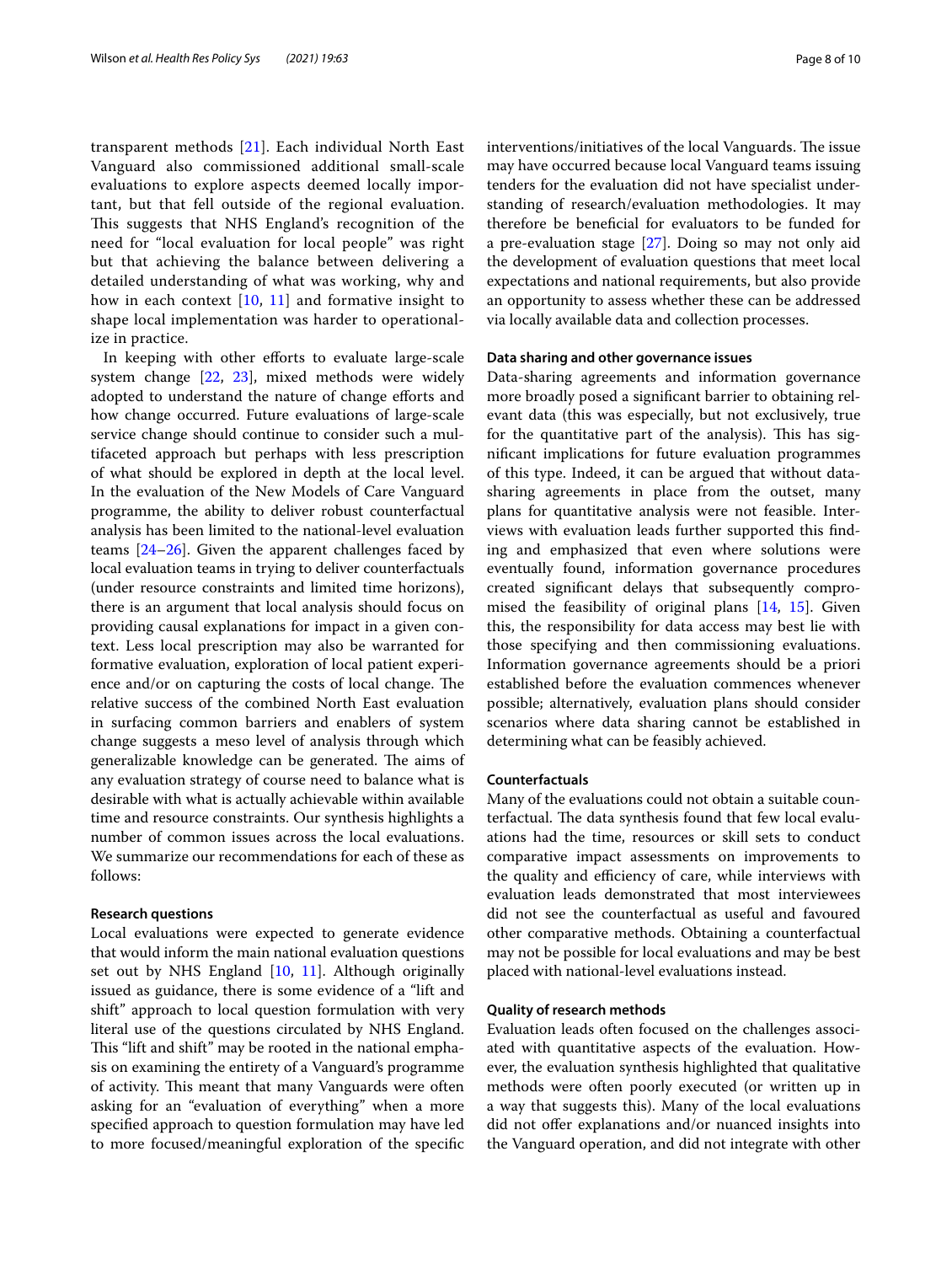transparent methods [21]. Each individual North East Vanguard also commissioned additional small-scale evaluations to explore aspects deemed locally important, but that fell outside of the regional evaluation. This suggests that NHS England's recognition of the need for "local evaluation for local people" was right but that achieving the balance between delivering a detailed understanding of what was working, why and how in each context [10, 11] and formative insight to shape local implementation was harder to operationalize in practice.

In keeping with other efforts to evaluate large-scale system change [22, 23], mixed methods were widely adopted to understand the nature of change efforts and how change occurred. Future evaluations of large-scale service change should continue to consider such a multifaceted approach but perhaps with less prescription of what should be explored in depth at the local level. In the evaluation of the New Models of Care Vanguard programme, the ability to deliver robust counterfactual analysis has been limited to the national-level evaluation teams [24–26]. Given the apparent challenges faced by local evaluation teams in trying to deliver counterfactuals (under resource constraints and limited time horizons), there is an argument that local analysis should focus on providing causal explanations for impact in a given context. Less local prescription may also be warranted for formative evaluation, exploration of local patient experience and/or on capturing the costs of local change. The relative success of the combined North East evaluation in surfacing common barriers and enablers of system change suggests a meso level of analysis through which generalizable knowledge can be generated. The aims of any evaluation strategy of course need to balance what is desirable with what is actually achievable within available time and resource constraints. Our synthesis highlights a number of common issues across the local evaluations. We summarize our recommendations for each of these as follows:

#### Research questions

Local evaluations were expected to generate evidence that would inform the main national evaluation questions set out by NHS England [10, 11]. Although originally issued as guidance, there is some evidence of a "lift and shift" approach to local question formulation with very literal use of the questions circulated by NHS England. This "lift and shift" may be rooted in the national emphasis on examining the entirety of a Vanguard's programme of activity. This meant that many Vanguards were often asking for an "evaluation of everything" when a more specified approach to question formulation may have led to more focused/meaningful exploration of the specific interventions/initiatives of the local Vanguards. The issue may have occurred because local Vanguard teams issuing tenders for the evaluation did not have specialist understanding of research/evaluation methodologies. It may therefore be beneficial for evaluators to be funded for a pre-evaluation stage [27]. Doing so may not only aid the development of evaluation questions that meet local expectations and national requirements, but also provide an opportunity to assess whether these can be addressed via locally available data and collection processes.

#### Data sharing and other governance issues

Data-sharing agreements and information governance more broadly posed a significant barrier to obtaining relevant data (this was especially, but not exclusively, true for the quantitative part of the analysis). This has significant implications for future evaluation programmes of this type. Indeed, it can be argued that without data-sharing agreements in place from the outset, many plans for quantitative analysis were not feasible. Interviews with evaluation leads further supported this finding and emphasized that even where solutions were eventually found, information governance procedures created significant delays that subsequently compromised the feasibility of original plans [14, 15]. Given this, the responsibility for data access may best lie with those specifying and then commissioning evaluations. Information governance agreements should be a priori established before the evaluation commences whenever possible; alternatively, evaluation plans should consider scenarios where data sharing cannot be established in determining what can be feasibly achieved.

#### Counterfactuals

Many of the evaluations could not obtain a suitable counterfactual. The data synthesis found that few local evaluations had the time, resources or skill sets to conduct comparative impact assessments on improvements to the quality and efficiency of care, while interviews with evaluation leads demonstrated that most interviewees did not see the counterfactual as useful and favoured other comparative methods. Obtaining a counterfactual may not be possible for local evaluations and may be best placed with national-level evaluations instead.

#### Quality of research methods

Evaluation leads often focused on the challenges associated with quantitative aspects of the evaluation. However, the evaluation synthesis highlighted that qualitative methods were often poorly executed (or written up in a way that suggests this). Many of the local evaluations did not offer explanations and/or nuanced insights into the Vanguard operation, and did not integrate with other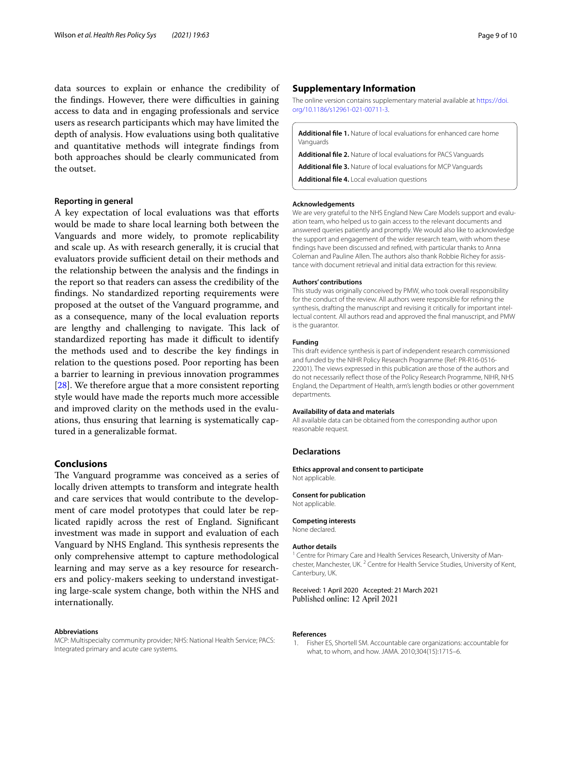data sources to explain or enhance the credibility of the findings. However, there were difficulties in gaining access to data and in engaging professionals and service users as research participants which may have limited the depth of analysis. How evaluations using both qualitative and quantitative methods will integrate findings from both approaches should be clearly communicated from the outset.

### Reporting in general

A key expectation of local evaluations was that efforts would be made to share local learning both between the Vanguards and more widely, to promote replicability and scale up. As with research generally, it is crucial that evaluators provide sufficient detail on their methods and the relationship between the analysis and the findings in the report so that readers can assess the credibility of the findings. No standardized reporting requirements were proposed at the outset of the Vanguard programme, and as a consequence, many of the local evaluation reports are lengthy and challenging to navigate. This lack of standardized reporting has made it difficult to identify the methods used and to describe the key findings in relation to the questions posed. Poor reporting has been a barrier to learning in previous innovation programmes [28]. We therefore argue that a more consistent reporting style would have made the reports much more accessible and improved clarity on the methods used in the evaluations, thus ensuring that learning is systematically captured in a generalizable format.

## Conclusions

The Vanguard programme was conceived as a series of locally driven attempts to transform and integrate health and care services that would contribute to the development of care model prototypes that could later be replicated rapidly across the rest of England. Significant investment was made in support and evaluation of each Vanguard by NHS England. This synthesis represents the only comprehensive attempt to capture methodological learning and may serve as a key resource for researchers and policy-makers seeking to understand investigating large-scale system change, both within the NHS and internationally.

#### Abbreviations

MCP: Multispecialty community provider; NHS: National Health Service; PACS: Integrated primary and acute care systems.

## Supplementary Information

The online version contains supplementary material available at https://doi.org/10.1186/s12961-021-00711-3.

**Additional file 1.** Nature of local evaluations for enhanced care home Vanguards

**Additional file 2.** Nature of local evaluations for PACS Vanguards

**Additional file 3.** Nature of local evaluations for MCP Vanguards

**Additional file 4.** Local evaluation questions

#### Acknowledgements

We are very grateful to the NHS England New Care Models support and evaluation team, who helped us to gain access to the relevant documents and answered queries patiently and promptly. We would also like to acknowledge the support and engagement of the wider research team, with whom these findings have been discussed and refined, with particular thanks to Anna Coleman and Pauline Allen. The authors also thank Robbie Richey for assistance with document retrieval and initial data extraction for this review.

#### Authors' contributions

This study was originally conceived by PMW, who took overall responsibility for the conduct of the review. All authors were responsible for refining the synthesis, drafting the manuscript and revising it critically for important intellectual content. All authors read and approved the final manuscript, and PMW is the guarantor.

#### Funding

This draft evidence synthesis is part of independent research commissioned and funded by the NIHR Policy Research Programme (Ref: PR-R16-0516-22001). The views expressed in this publication are those of the authors and do not necessarily reflect those of the Policy Research Programme, NIHR, NHS England, the Department of Health, arm's length bodies or other government departments.

#### Availability of data and materials

All available data can be obtained from the corresponding author upon reasonable request.

## Declarations

#### Ethics approval and consent to participate

Not applicable.

#### Consent for publication

Not applicable.

#### Competing interests

None declared.

#### Author details

[1] Centre for Primary Care and Health Services Research, University of Manchester, Manchester, UK. [2] Centre for Health Service Studies, University of Kent, Canterbury, UK.

Received: 1 April 2020 Accepted: 21 March 2021
Published online: 12 April 2021

#### References

1. Fisher ES, Shortell SM. Accountable care organizations: accountable for what, to whom, and how. JAMA. 2010;304(15):1715–6.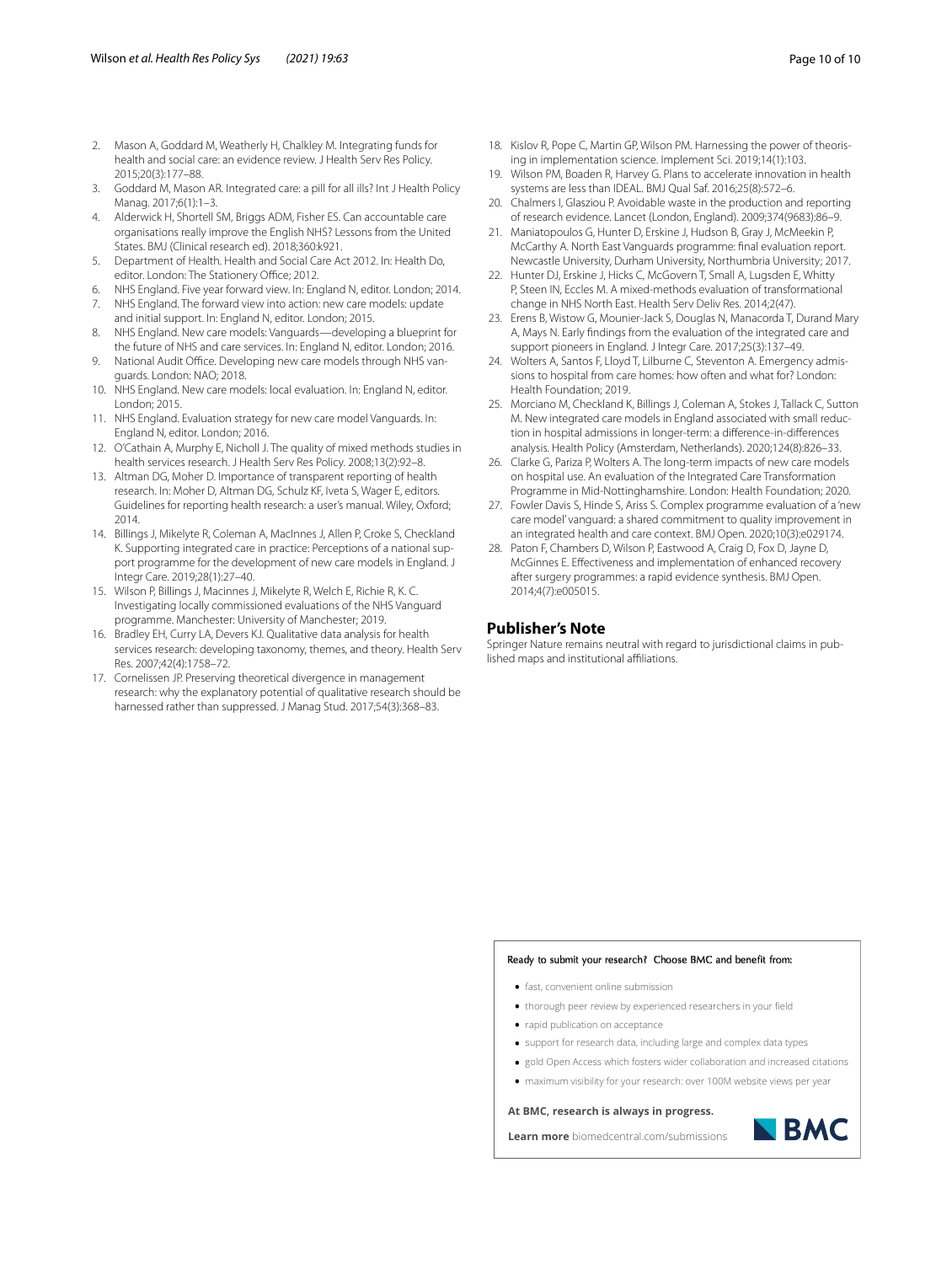2. Mason A, Goddard M, Weatherly H, Chalkley M. Integrating funds for health and social care: an evidence review. J Health Serv Res Policy. 2015;20(3):177–88.
3. Goddard M, Mason AR. Integrated care: a pill for all ills? Int J Health Policy Manag. 2017;6(1):1–3.
4. Alderwick H, Shortell SM, Briggs ADM, Fisher ES. Can accountable care organisations really improve the English NHS? Lessons from the United States. BMJ (Clinical research ed). 2018;360:k921.
5. Department of Health. Health and Social Care Act 2012. In: Health Do, editor. London: The Stationery Office; 2012.
6. NHS England. Five year forward view. In: England N, editor. London; 2014.
7. NHS England. The forward view into action: new care models: update and initial support. In: England N, editor. London; 2015.
8. NHS England. New care models: Vanguards—developing a blueprint for the future of NHS and care services. In: England N, editor. London; 2016.
9. National Audit Office. Developing new care models through NHS vanguards. London: NAO; 2018.
10. NHS England. New care models: local evaluation. In: England N, editor. London; 2015.
11. NHS England. Evaluation strategy for new care model Vanguards. In: England N, editor. London; 2016.
12. O'Cathain A, Murphy E, Nicholl J. The quality of mixed methods studies in health services research. J Health Serv Res Policy. 2008;13(2):92–8.
13. Altman DG, Moher D. Importance of transparent reporting of health research. In: Moher D, Altman DG, Schulz KF, Iveta S, Wager E, editors. Guidelines for reporting health research: a user's manual. Wiley, Oxford; 2014.
14. Billings J, Mikelyte R, Coleman A, MacInnes J, Allen P, Croke S, Checkland K. Supporting integrated care in practice: Perceptions of a national support programme for the development of new care models in England. J Integr Care. 2019;28(1):27–40.
15. Wilson P, Billings J, Macinnes J, Mikelyte R, Welch E, Richie R, K. C. Investigating locally commissioned evaluations of the NHS Vanguard programme. Manchester: University of Manchester; 2019.
16. Bradley EH, Curry LA, Devers KJ. Qualitative data analysis for health services research: developing taxonomy, themes, and theory. Health Serv Res. 2007;42(4):1758–72.
17. Cornelissen JP. Preserving theoretical divergence in management research: why the explanatory potential of qualitative research should be harnessed rather than suppressed. J Manag Stud. 2017;54(3):368–83.
18. Kislov R, Pope C, Martin GP, Wilson PM. Harnessing the power of theorising in implementation science. Implement Sci. 2019;14(1):103.
19. Wilson PM, Boaden R, Harvey G. Plans to accelerate innovation in health systems are less than IDEAL. BMJ Qual Saf. 2016;25(8):572–6.
20. Chalmers I, Glasziou P. Avoidable waste in the production and reporting of research evidence. Lancet (London, England). 2009;374(9683):86–9.
21. Maniatopoulos G, Hunter D, Erskine J, Hudson B, Gray J, McMeekin P, McCarthy A. North East Vanguards programme: final evaluation report. Newcastle University, Durham University, Northumbria University; 2017.
22. Hunter DJ, Erskine J, Hicks C, McGovern T, Small A, Lugsden E, Whitty P, Steen IN, Eccles M. A mixed-methods evaluation of transformational change in NHS North East. Health Serv Deliv Res. 2014;2(47).
23. Erens B, Wistow G, Mounier-Jack S, Douglas N, Manacorda T, Durand Mary A, Mays N. Early findings from the evaluation of the integrated care and support pioneers in England. J Integr Care. 2017;25(3):137–49.
24. Wolters A, Santos F, Lloyd T, Lilburne C, Steventon A. Emergency admissions to hospital from care homes: how often and what for? London: Health Foundation; 2019.
25. Morciano M, Checkland K, Billings J, Coleman A, Stokes J, Tallack C, Sutton M. New integrated care models in England associated with small reduction in hospital admissions in longer-term: a difference-in-differences analysis. Health Policy (Amsterdam, Netherlands). 2020;124(8):826–33.
26. Clarke G, Pariza P, Wolters A. The long-term impacts of new care models on hospital use. An evaluation of the Integrated Care Transformation Programme in Mid-Nottinghamshire. London: Health Foundation; 2020.
27. Fowler Davis S, Hinde S, Ariss S. Complex programme evaluation of a 'new care model' vanguard: a shared commitment to quality improvement in an integrated health and care context. BMJ Open. 2020;10(3):e029174.
28. Paton F, Chambers D, Wilson P, Eastwood A, Craig D, Fox D, Jayne D, McGinnes E. Effectiveness and implementation of enhanced recovery after surgery programmes: a rapid evidence synthesis. BMJ Open. 2014;4(7):e005015.

## Publisher's Note

Springer Nature remains neutral with regard to jurisdictional claims in published maps and institutional affiliations.

Ready to submit your research? Choose BMC and benefit from:

- fast, convenient online submission
- thorough peer review by experienced researchers in your field
- rapid publication on acceptance
- support for research data, including large and complex data types
- gold Open Access which fosters wider collaboration and increased citations
- maximum visibility for your research: over 100M website views per year

**At BMC, research is always in progress.**

**Learn more** biomedcentral.com/submissions

BMC